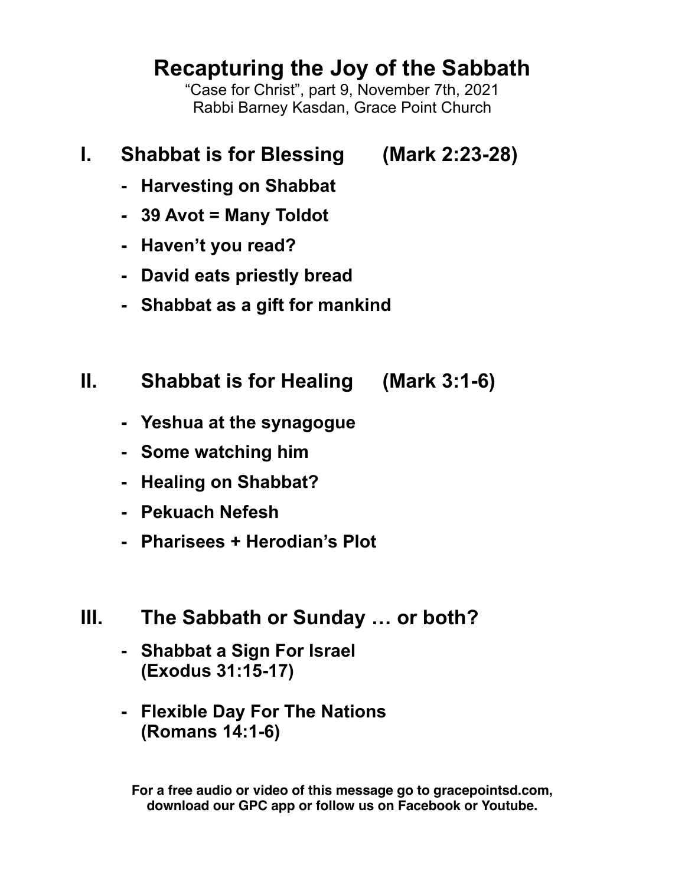# Recapturing the Joy of the Sabbath

"Case for Christ", part 9, November 7th, 2021
Rabbi Barney Kasdan, Grace Point Church

## I. Shabbat is for Blessing (Mark 2:23-28)

- **Harvesting on Shabbat**
- **39 Avot = Many Toldot**
- **Haven't you read?**
- **David eats priestly bread**
- **Shabbat as a gift for mankind**

## II. Shabbat is for Healing (Mark 3:1-6)

- **Yeshua at the synagogue**
- **Some watching him**
- **Healing on Shabbat?**
- **Pekuach Nefesh**
- **Pharisees + Herodian's Plot**

## III. The Sabbath or Sunday … or both?

- **Shabbat a Sign For Israel (Exodus 31:15-17)**
- **Flexible Day For The Nations (Romans 14:1-6)**

**For a free audio or video of this message go to gracepointsd.com, download our GPC app or follow us on Facebook or Youtube.**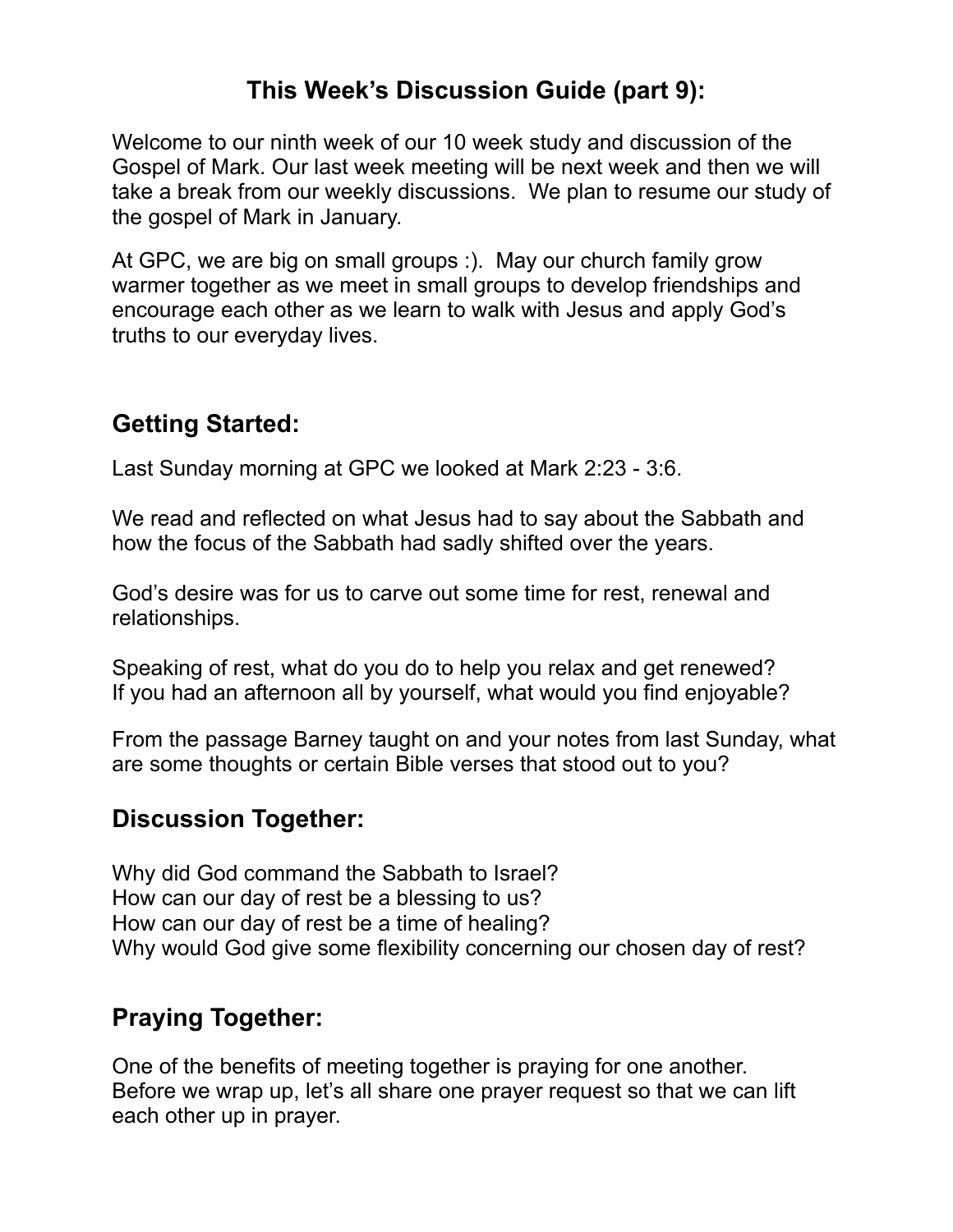# This Week's Discussion Guide (part 9):

Welcome to our ninth week of our 10 week study and discussion of the Gospel of Mark. Our last week meeting will be next week and then we will take a break from our weekly discussions. We plan to resume our study of the gospel of Mark in January.

At GPC, we are big on small groups :). May our church family grow warmer together as we meet in small groups to develop friendships and encourage each other as we learn to walk with Jesus and apply God's truths to our everyday lives.

## Getting Started:

Last Sunday morning at GPC we looked at Mark 2:23 - 3:6.

We read and reflected on what Jesus had to say about the Sabbath and how the focus of the Sabbath had sadly shifted over the years.

God's desire was for us to carve out some time for rest, renewal and relationships.

Speaking of rest, what do you do to help you relax and get renewed?
If you had an afternoon all by yourself, what would you find enjoyable?

From the passage Barney taught on and your notes from last Sunday, what are some thoughts or certain Bible verses that stood out to you?

## Discussion Together:

Why did God command the Sabbath to Israel?
How can our day of rest be a blessing to us?
How can our day of rest be a time of healing?
Why would God give some flexibility concerning our chosen day of rest?

## Praying Together:

One of the benefits of meeting together is praying for one another.
Before we wrap up, let's all share one prayer request so that we can lift each other up in prayer.